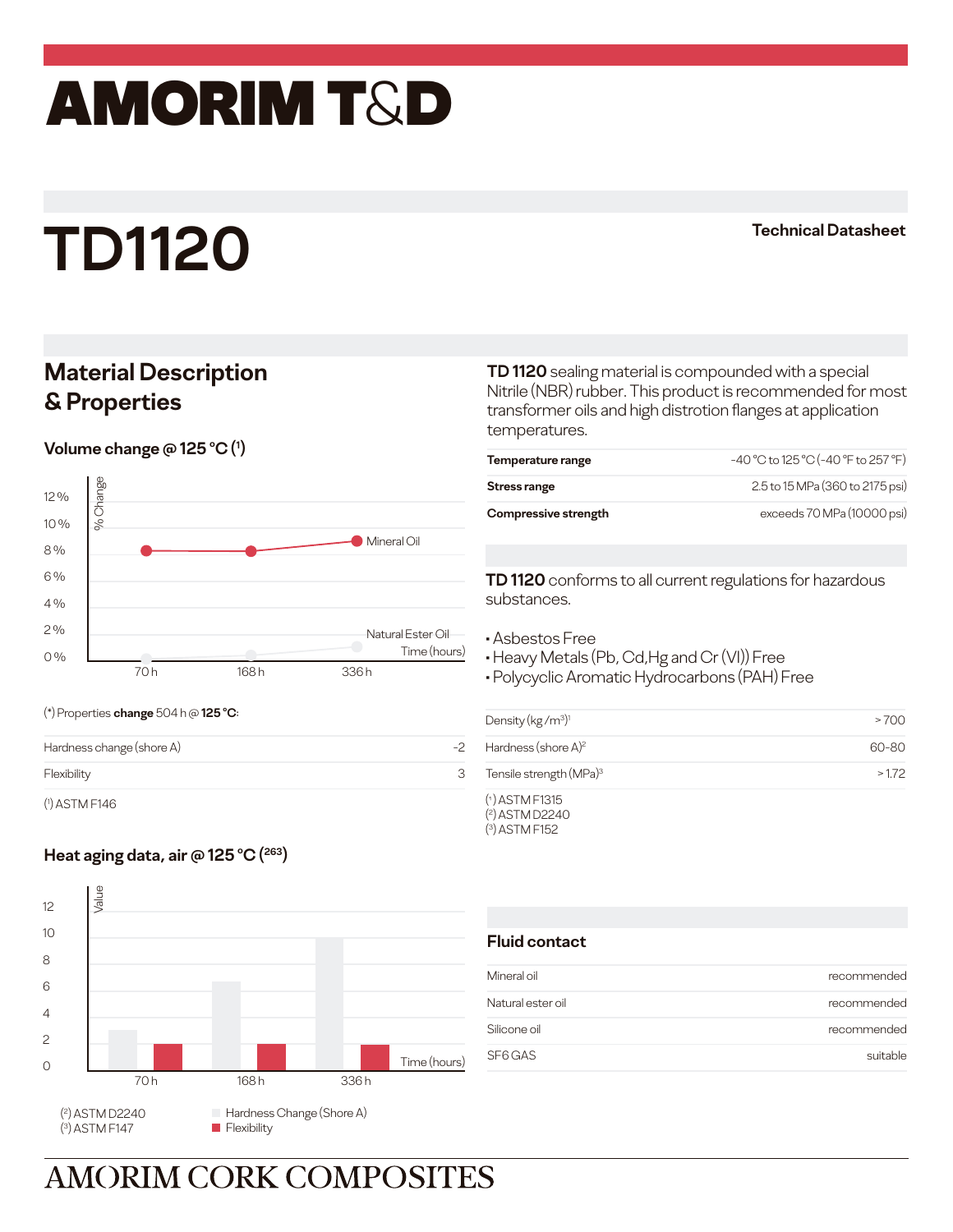# AMORIM T&D

# TD1120

**Technical Datasheet**

## Material Description & Properties

**TD 1120** sealing material is compounded with a special Nitrile (NBR) rubber. This product is recommended for most transformer oils and high distrotion flanges at application temperatures.

| | |
|---|---|
| **Temperature range** | -40 °C to 125 °C (-40 °F to 257 °F) |
| **Stress range** | 2.5 to 15 MPa (360 to 2175 psi) |
| **Compressive strength** | exceeds 70 MPa (10000 psi) |

### Volume change @ 125 °C (1)

% Change

12 %
10 %
8 %
6 %
4 %
2 %
0 %

Mineral Oil

Natural Ester Oil

Time (hours)

70 h 168 h 336 h

(*) Properties **change** 504 h @ **125 °C**:

| | |
|---|---|
| Hardness change (shore A) | -2 |
| Flexibility | 3 |

(1) ASTM F146

**TD 1120** conforms to all current regulations for hazardous substances.

- Asbestos Free
- Heavy Metals (Pb, Cd,Hg and Cr (VI)) Free
- Polycyclic Aromatic Hydrocarbons (PAH) Free

| | |
|---|---|
| Density (kg /m³)[1] | > 700 |
| Hardness (shore A)[2] | 60-80 |
| Tensile strength (MPa)[3] | > 1.72 |

(1) ASTM F1315
(2) ASTM D2240
(3) ASTM F152

### Heat aging data, air @ 125 °C (263)

Value

12
10
8
6
4
2
0

Time (hours)

70 h 168 h 336 h

(2) ASTM D2240
(3) ASTM F147

Hardness Change (Shore A)
Flexibility

### Fluid contact

| | |
|---|---|
| Mineral oil | recommended |
| Natural ester oil | recommended |
| Silicone oil | recommended |
| SF6 GAS | suitable |

AMORIM CORK COMPOSITES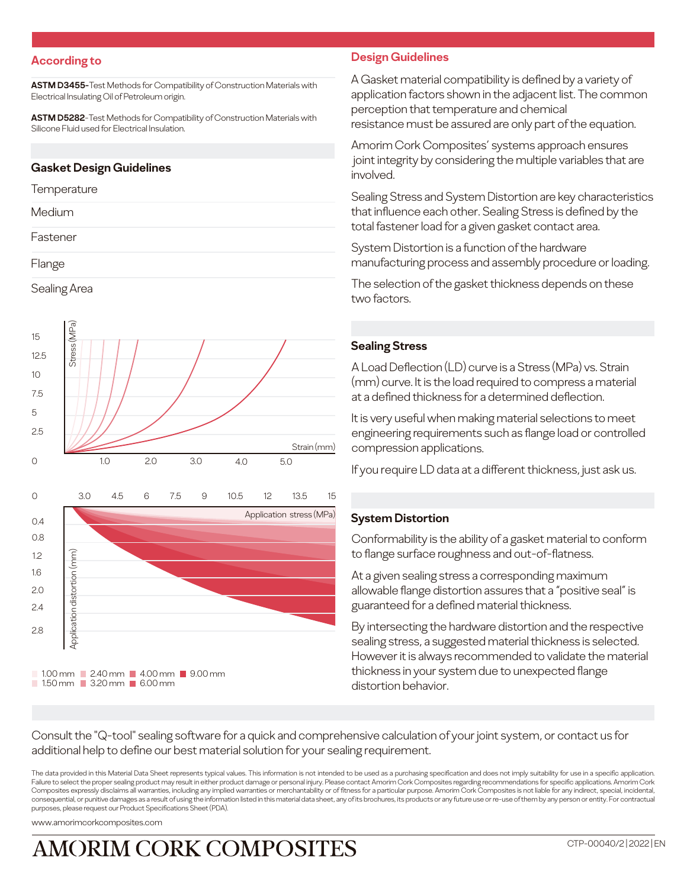## According to

**ASTM D3455-**Test Methods for Compatibility of Construction Materials with Electrical Insulating Oil of Petroleum origin.

**ASTM D5282**-Test Methods for Compatibility of Construction Materials with Silicone Fluid used for Electrical Insulation.

### Gasket Design Guidelines

Temperature

Medium

Fastener

Flange

Sealing Area

Stress (MPa)
15
12.5
10
7.5
5
2.5
0
1.0
2.0
3.0
4.0
5.0
Strain (mm)

0
3.0
4.5
6
7.5
9
10.5
12
13.5
15
Application stress (MPa)
0.4
0.8
1.2
1.6
2.0
2.4
2.8
Application distortion (mm)

1.00 mm, 2.40 mm, 4.00 mm, 9.00 mm, 1.50 mm, 3.20 mm, 6.00 mm

## Design Guidelines

A Gasket material compatibility is defined by a variety of application factors shown in the adjacent list. The common perception that temperature and chemical resistance must be assured are only part of the equation.

Amorim Cork Composites' systems approach ensures joint integrity by considering the multiple variables that are involved.

Sealing Stress and System Distortion are key characteristics that influence each other. Sealing Stress is defined by the total fastener load for a given gasket contact area.

System Distortion is a function of the hardware manufacturing process and assembly procedure or loading.

The selection of the gasket thickness depends on these two factors.

### Sealing Stress

A Load Deflection (LD) curve is a Stress (MPa) vs. Strain (mm) curve. It is the load required to compress a material at a defined thickness for a determined deflection.

It is very useful when making material selections to meet engineering requirements such as flange load or controlled compression applications.

If you require LD data at a different thickness, just ask us.

### System Distortion

Conformability is the ability of a gasket material to conform to flange surface roughness and out-of-flatness.

At a given sealing stress a corresponding maximum allowable flange distortion assures that a "positive seal" is guaranteed for a defined material thickness.

By intersecting the hardware distortion and the respective sealing stress, a suggested material thickness is selected. However it is always recommended to validate the material thickness in your system due to unexpected flange distortion behavior.

Consult the "Q-tool" sealing software for a quick and comprehensive calculation of your joint system, or contact us for additional help to define our best material solution for your sealing requirement.

The data provided in this Material Data Sheet represents typical values. This information is not intended to be used as a purchasing specification and does not imply suitability for use in a specific application. Failure to select the proper sealing product may result in either product damage or personal injury. Please contact Amorim Cork Composites regarding recommendations for specific applications. Amorim Cork Composites expressly disclaims all warranties, including any implied warranties or merchantability or of fitness for a particular purpose. Amorim Cork Composites is not liable for any indirect, special, incidental, consequential, or punitive damages as a result of using the information listed in this material data sheet, any of its brochures, its products or any future use or re-use of them by any person or entity. For contractual purposes, please request our Product Specifications Sheet (PDA).

www.amorimcorkcomposites.com

AMORIM CORK COMPOSITES

CTP-00040/2|2022|EN